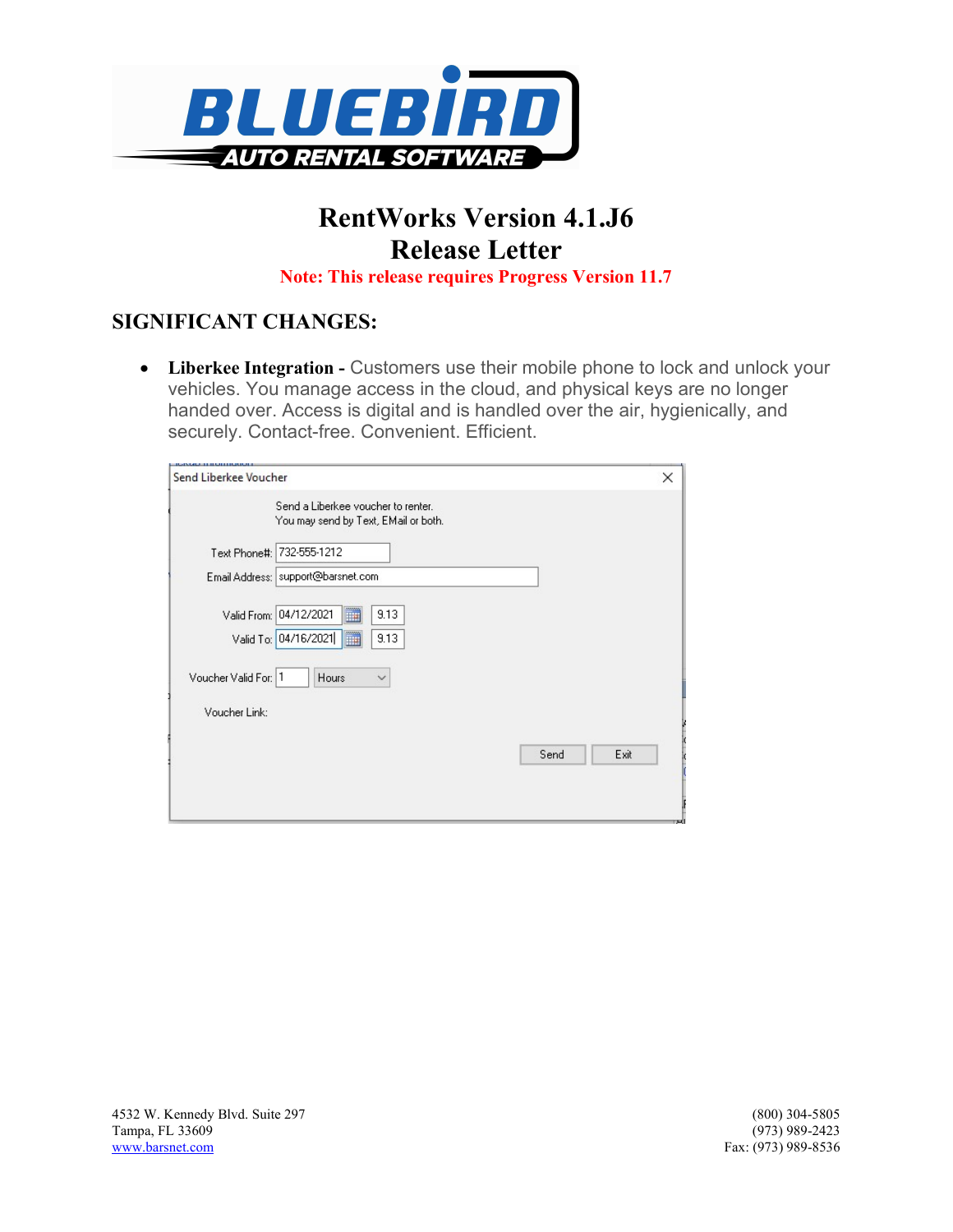# RentWorks Version 4.1.J6
# Release Letter

**Note: This release requires Progress Version 11.7**

## SIGNIFICANT CHANGES:

- **Liberkee Integration -** Customers use their mobile phone to lock and unlock your vehicles. You manage access in the cloud, and physical keys are no longer handed over. Access is digital and is handled over the air, hygienically, and securely. Contact-free. Convenient. Efficient.

4532 W. Kennedy Blvd. Suite 297
Tampa, FL 33609
www.barsnet.com

(800) 304-5805
(973) 989-2423
Fax: (973) 989-8536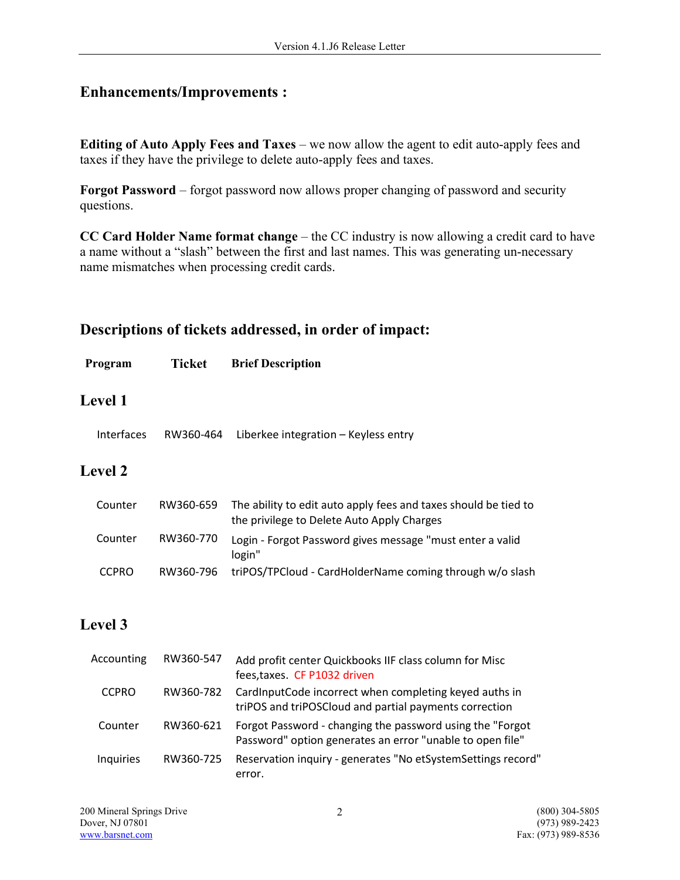## Enhancements/Improvements :

**Editing of Auto Apply Fees and Taxes** – we now allow the agent to edit auto-apply fees and taxes if they have the privilege to delete auto-apply fees and taxes.

**Forgot Password** – forgot password now allows proper changing of password and security questions.

**CC Card Holder Name format change** – the CC industry is now allowing a credit card to have a name without a "slash" between the first and last names. This was generating un-necessary name mismatches when processing credit cards.

## Descriptions of tickets addressed, in order of impact:

| Program | Ticket | Brief Description |
|---|---|---|

### Level 1

| Program | Ticket | Brief Description |
|---|---|---|
| Interfaces | RW360-464 | Liberkee integration – Keyless entry |

### Level 2

| Program | Ticket | Brief Description |
|---|---|---|
| Counter | RW360-659 | The ability to edit auto apply fees and taxes should be tied to the privilege to Delete Auto Apply Charges |
| Counter | RW360-770 | Login - Forgot Password gives message "must enter a valid login" |
| CCPRO | RW360-796 | triPOS/TPCloud - CardHolderName coming through w/o slash |

### Level 3

| Program | Ticket | Brief Description |
|---|---|---|
| Accounting | RW360-547 | Add profit center Quickbooks IIF class column for Misc fees,taxes. CF P1032 driven |
| CCPRO | RW360-782 | CardInputCode incorrect when completing keyed auths in triPOS and triPOSCloud and partial payments correction |
| Counter | RW360-621 | Forgot Password - changing the password using the "Forgot Password" option generates an error "unable to open file" |
| Inquiries | RW360-725 | Reservation inquiry - generates "No etSystemSettings record" error. |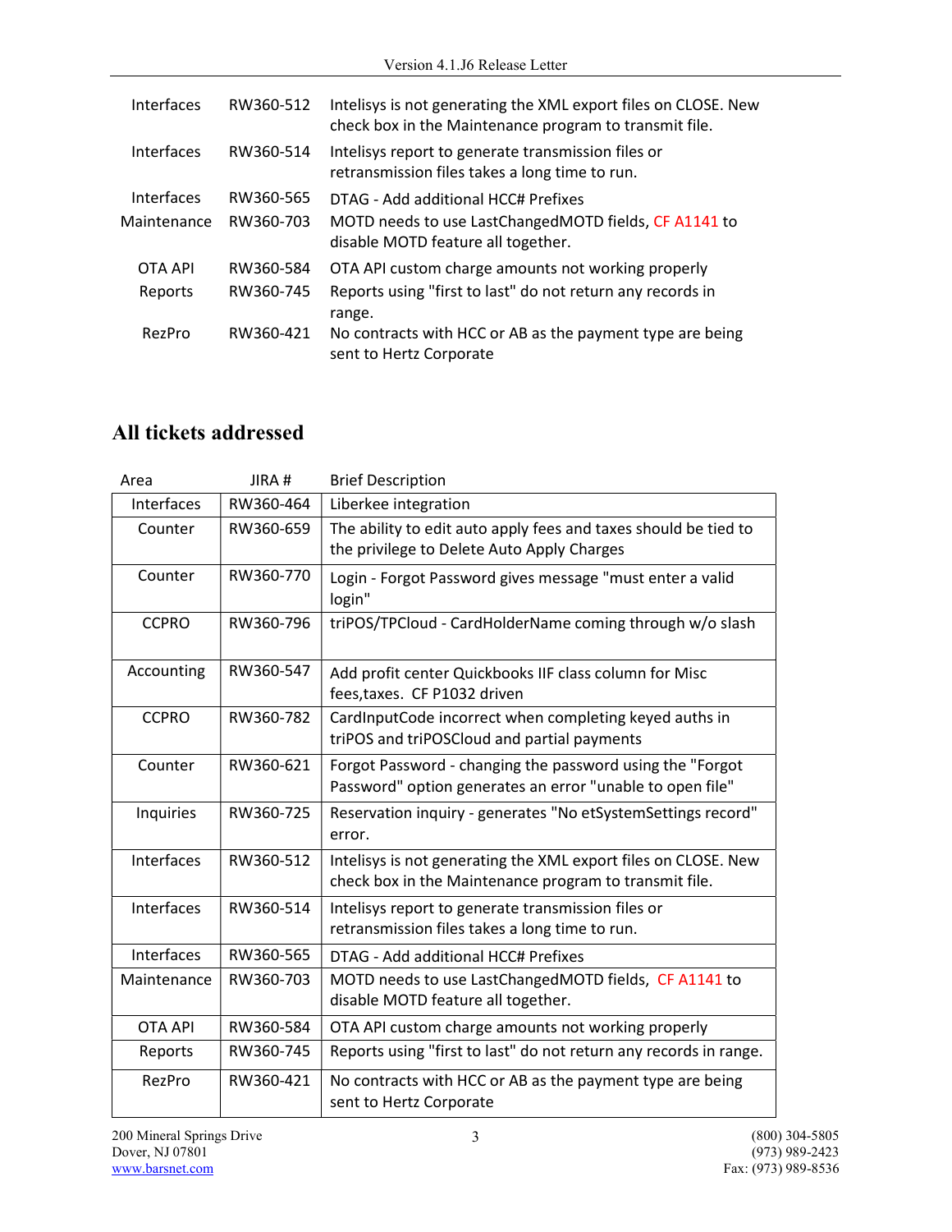| | | |
|---|---|---|
| Interfaces | RW360-512 | Intelisys is not generating the XML export files on CLOSE. New check box in the Maintenance program to transmit file. |
| Interfaces | RW360-514 | Intelisys report to generate transmission files or retransmission files takes a long time to run. |
| Interfaces | RW360-565 | DTAG - Add additional HCC# Prefixes |
| Maintenance | RW360-703 | MOTD needs to use LastChangedMOTD fields, CF A1141 to disable MOTD feature all together. |
| OTA API | RW360-584 | OTA API custom charge amounts not working properly |
| Reports | RW360-745 | Reports using "first to last" do not return any records in range. |
| RezPro | RW360-421 | No contracts with HCC or AB as the payment type are being sent to Hertz Corporate |

## All tickets addressed

| Area | JIRA # | Brief Description |
|---|---|---|
| Interfaces | RW360-464 | Liberkee integration |
| Counter | RW360-659 | The ability to edit auto apply fees and taxes should be tied to the privilege to Delete Auto Apply Charges |
| Counter | RW360-770 | Login - Forgot Password gives message "must enter a valid login" |
| CCPRO | RW360-796 | triPOS/TPCloud - CardHolderName coming through w/o slash |
| Accounting | RW360-547 | Add profit center Quickbooks IIF class column for Misc fees,taxes. CF P1032 driven |
| CCPRO | RW360-782 | CardInputCode incorrect when completing keyed auths in triPOS and triPOSCloud and partial payments |
| Counter | RW360-621 | Forgot Password - changing the password using the "Forgot Password" option generates an error "unable to open file" |
| Inquiries | RW360-725 | Reservation inquiry - generates "No etSystemSettings record" error. |
| Interfaces | RW360-512 | Intelisys is not generating the XML export files on CLOSE. New check box in the Maintenance program to transmit file. |
| Interfaces | RW360-514 | Intelisys report to generate transmission files or retransmission files takes a long time to run. |
| Interfaces | RW360-565 | DTAG - Add additional HCC# Prefixes |
| Maintenance | RW360-703 | MOTD needs to use LastChangedMOTD fields, CF A1141 to disable MOTD feature all together. |
| OTA API | RW360-584 | OTA API custom charge amounts not working properly |
| Reports | RW360-745 | Reports using "first to last" do not return any records in range. |
| RezPro | RW360-421 | No contracts with HCC or AB as the payment type are being sent to Hertz Corporate |

200 Mineral Springs Drive
Dover, NJ 07801
www.barsnet.com

(800) 304-5805
(973) 989-2423
Fax: (973) 989-8536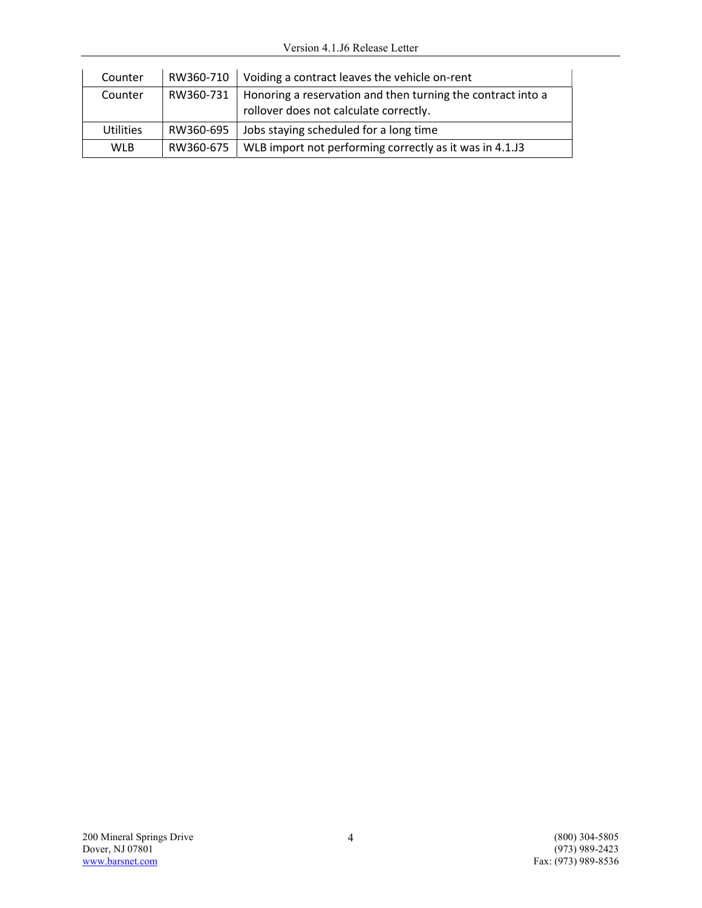| | | |
|---|---|---|
| Counter | RW360-710 | Voiding a contract leaves the vehicle on-rent |
| Counter | RW360-731 | Honoring a reservation and then turning the contract into a rollover does not calculate correctly. |
| Utilities | RW360-695 | Jobs staying scheduled for a long time |
| WLB | RW360-675 | WLB import not performing correctly as it was in 4.1.J3 |